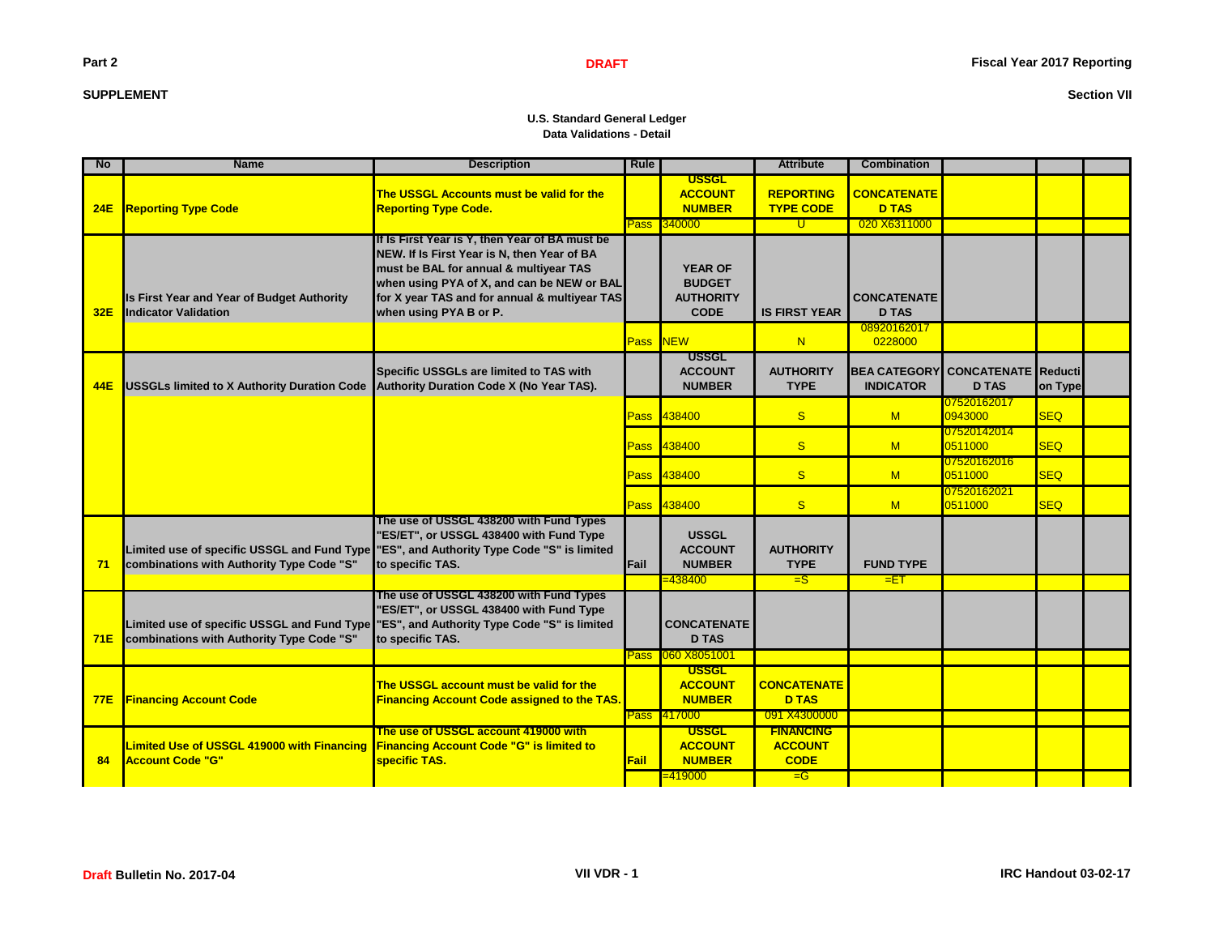Part 2

SUPPLEMENT

**DRAFT**

Fiscal Year 2017 Reporting

Section VII

## U.S. Standard General Ledger
## Data Validations - Detail

| No | Name | Description | Rule | | Attribute | Combination | | | |
|---|---|---|---|---|---|---|---|---|---|
| 24E | Reporting Type Code | The USSGL Accounts must be valid for the Reporting Type Code. | | USSGL ACCOUNT NUMBER | REPORTING TYPE CODE | CONCATENATED TAS | | | |
| | | | Pass | 340000 | U | 020 X6311000 | | | |
| 32E | Is First Year and Year of Budget Authority Indicator Validation | If Is First Year is Y, then Year of BA must be NEW. If Is First Year is N, then Year of BA must be BAL for annual & multiyear TAS when using PYA of X, and can be NEW or BAL for X year TAS and for annual & multiyear TAS when using PYA B or P. | | YEAR OF BUDGET AUTHORITY CODE | IS FIRST YEAR | CONCATENATED TAS | | | |
| | | | Pass | NEW | N | 08920162017 0228000 | | | |
| 44E | USSGLs limited to X Authority Duration Code | Specific USSGLs are limited to TAS with Authority Duration Code X (No Year TAS). | | USSGL ACCOUNT NUMBER | AUTHORITY TYPE | BEA CATEGORY INDICATOR | CONCATENATED TAS | Reduction Type | |
| | | | Pass | 438400 | S | M | 07520162017 0943000 | SEQ | |
| | | | Pass | 438400 | S | M | 07520142014 0511000 | SEQ | |
| | | | Pass | 438400 | S | M | 07520162016 0511000 | SEQ | |
| | | | Pass | 438400 | S | M | 07520162021 0511000 | SEQ | |
| 71 | Limited use of specific USSGL and Fund Type combinations with Authority Type Code "S" | The use of USSGL 438200 with Fund Types "ES/ET", or USSGL 438400 with Fund Type "ES", and Authority Type Code "S" is limited to specific TAS. | Fail | USSGL ACCOUNT NUMBER | AUTHORITY TYPE | FUND TYPE | | | |
| | | | | =438400 | =S | =ET | | | |
| 71E | Limited use of specific USSGL and Fund Type combinations with Authority Type Code "S" | The use of USSGL 438200 with Fund Types "ES/ET", or USSGL 438400 with Fund Type "ES", and Authority Type Code "S" is limited to specific TAS. | | CONCATENATED TAS | | | | | |
| | | | Pass | 060 X8051001 | | | | | |
| 77E | Financing Account Code | The USSGL account must be valid for the Financing Account Code assigned to the TAS. | | USSGL ACCOUNT NUMBER | CONCATENATED TAS | | | | |
| | | | Pass | 417000 | 091 X4300000 | | | | |
| 84 | Limited Use of USSGL 419000 with Financing Account Code "G" | The use of USSGL account 419000 with Financing Account Code "G" is limited to specific TAS. | Fail | USSGL ACCOUNT NUMBER | FINANCING ACCOUNT CODE | | | | |
| | | | | =419000 | =G | | | | |

**Draft** Bulletin No. 2017-04

VII VDR - 1

IRC Handout 03-02-17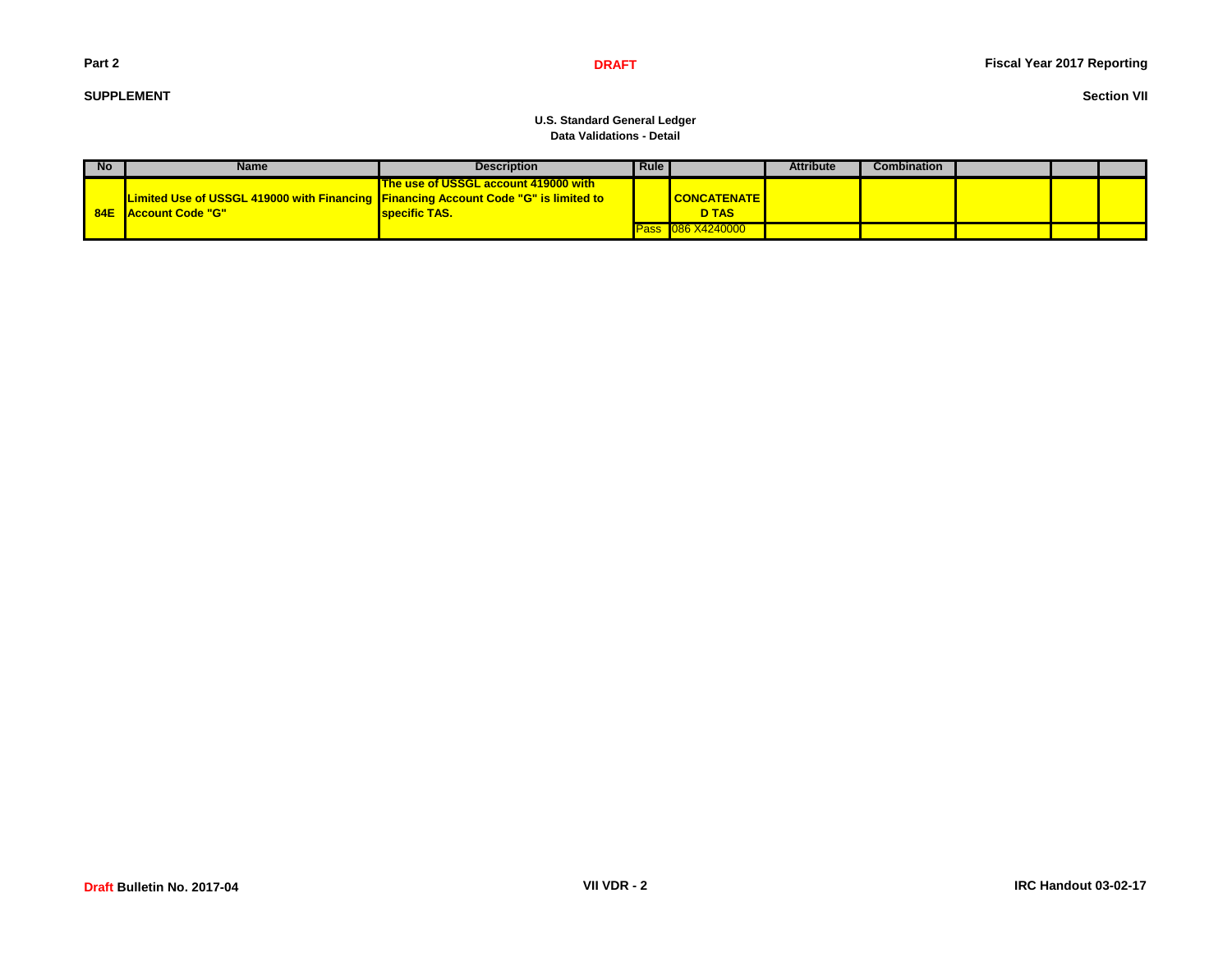**U.S. Standard General Ledger**
**Data Validations - Detail**

| No | Name | Description | Rule | | Attribute | Combination | | | |
|---|---|---|---|---|---|---|---|---|---|
| 84E | Limited Use of USSGL 419000 with Financing Account Code "G" | The use of USSGL account 419000 with Financing Account Code "G" is limited to specific TAS. | | CONCATENATED TAS | | | | | |
| | | | Pass | 086 X4240000 | | | | | |